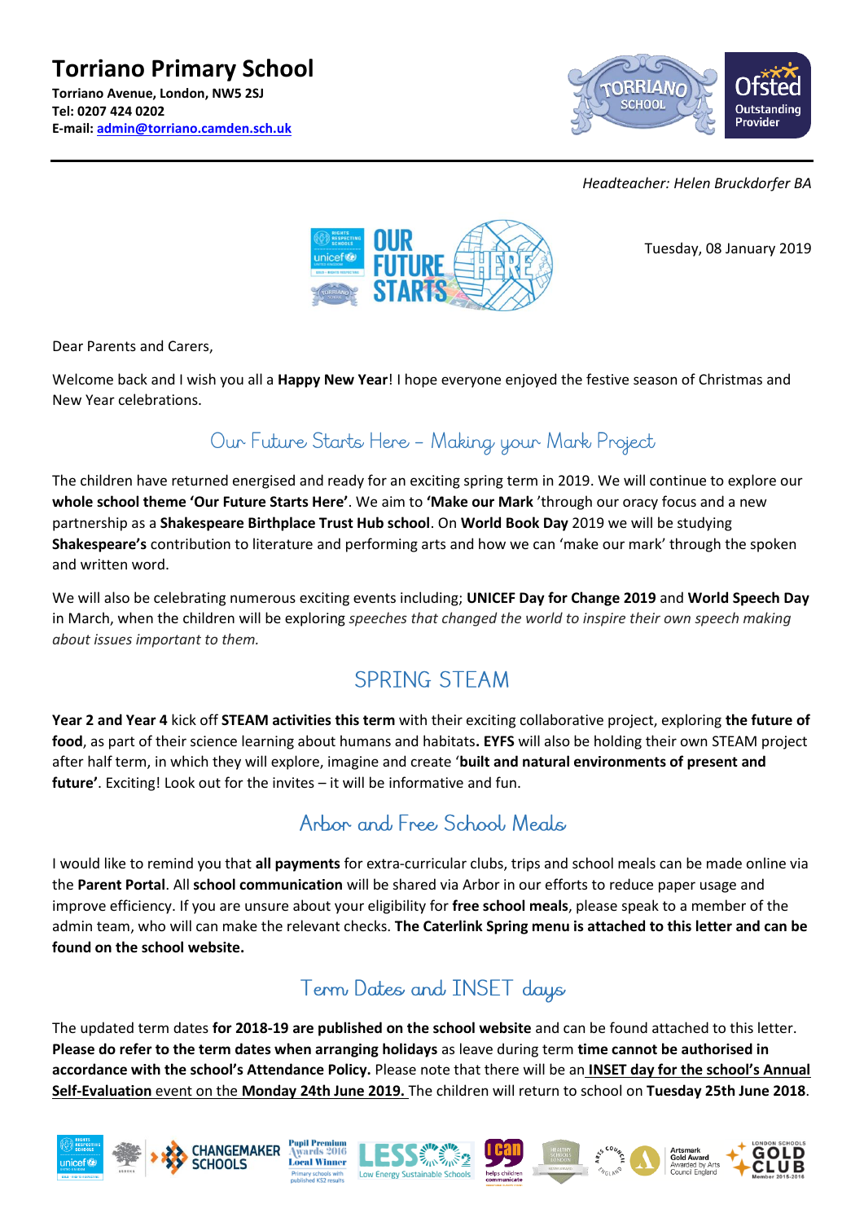# Torriano Primary School

**Torriano Avenue, London, NW5 2SJ**
**Tel: 0207 424 0202**
**E-mail: admin@torriano.camden.sch.uk**

*Headteacher: Helen Bruckdorfer BA*

Tuesday, 08 January 2019

Dear Parents and Carers,

Welcome back and I wish you all a **Happy New Year**! I hope everyone enjoyed the festive season of Christmas and New Year celebrations.

## Our Future Starts Here – Making your Mark Project

The children have returned energised and ready for an exciting spring term in 2019. We will continue to explore our **whole school theme 'Our Future Starts Here'**. We aim to **'Make our Mark** 'through our oracy focus and a new partnership as a **Shakespeare Birthplace Trust Hub school**. On **World Book Day** 2019 we will be studying **Shakespeare's** contribution to literature and performing arts and how we can 'make our mark' through the spoken and written word.

We will also be celebrating numerous exciting events including; **UNICEF Day for Change 2019** and **World Speech Day** in March, when the children will be exploring *speeches that changed the world to inspire their own speech making about issues important to them.*

## SPRING STEAM

**Year 2 and Year 4** kick off **STEAM activities this term** with their exciting collaborative project, exploring **the future of food**, as part of their science learning about humans and habitats**. EYFS** will also be holding their own STEAM project after half term, in which they will explore, imagine and create '**built and natural environments of present and future'**. Exciting! Look out for the invites – it will be informative and fun.

## Arbor and Free School Meals

I would like to remind you that **all payments** for extra-curricular clubs, trips and school meals can be made online via the **Parent Portal**. All **school communication** will be shared via Arbor in our efforts to reduce paper usage and improve efficiency. If you are unsure about your eligibility for **free school meals**, please speak to a member of the admin team, who will can make the relevant checks. **The Caterlink Spring menu is attached to this letter and can be found on the school website.**

## Term Dates and INSET days

The updated term dates **for 2018-19 are published on the school website** and can be found attached to this letter. **Please do refer to the term dates when arranging holidays** as leave during term **time cannot be authorised in accordance with the school's Attendance Policy.** Please note that there will be an **INSET day for the school's Annual Self-Evaluation** event on the **Monday 24th June 2019.** The children will return to school on **Tuesday 25th June 2018**.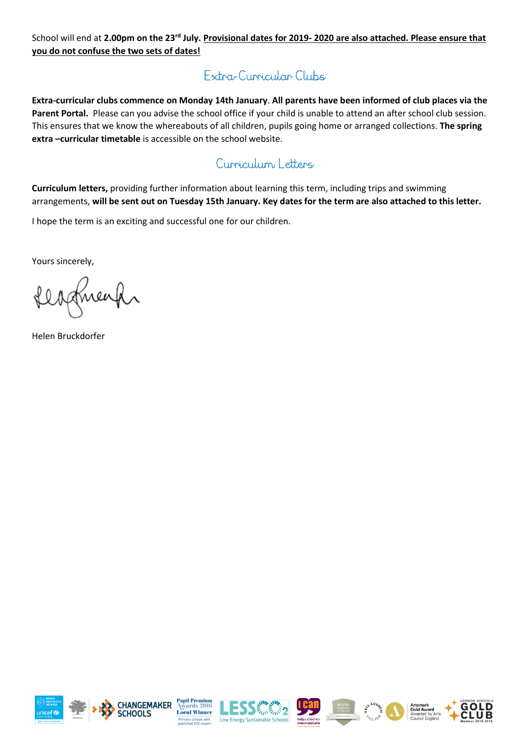School will end at **2.00pm on the 23rd July.** **Provisional dates for 2019- 2020 are also attached. Please ensure that you do not confuse the two sets of dates!**

## Extra-Curricular Clubs

**Extra-curricular clubs commence on Monday 14th January**. **All parents have been informed of club places via the Parent Portal.** Please can you advise the school office if your child is unable to attend an after school club session. This ensures that we know the whereabouts of all children, pupils going home or arranged collections. **The spring extra –curricular timetable** is accessible on the school website.

## Curriculum Letters

**Curriculum letters,** providing further information about learning this term, including trips and swimming arrangements, **will be sent out on Tuesday 15th January. Key dates for the term are also attached to this letter.**

I hope the term is an exciting and successful one for our children.

Yours sincerely,

Helen Bruckdorfer